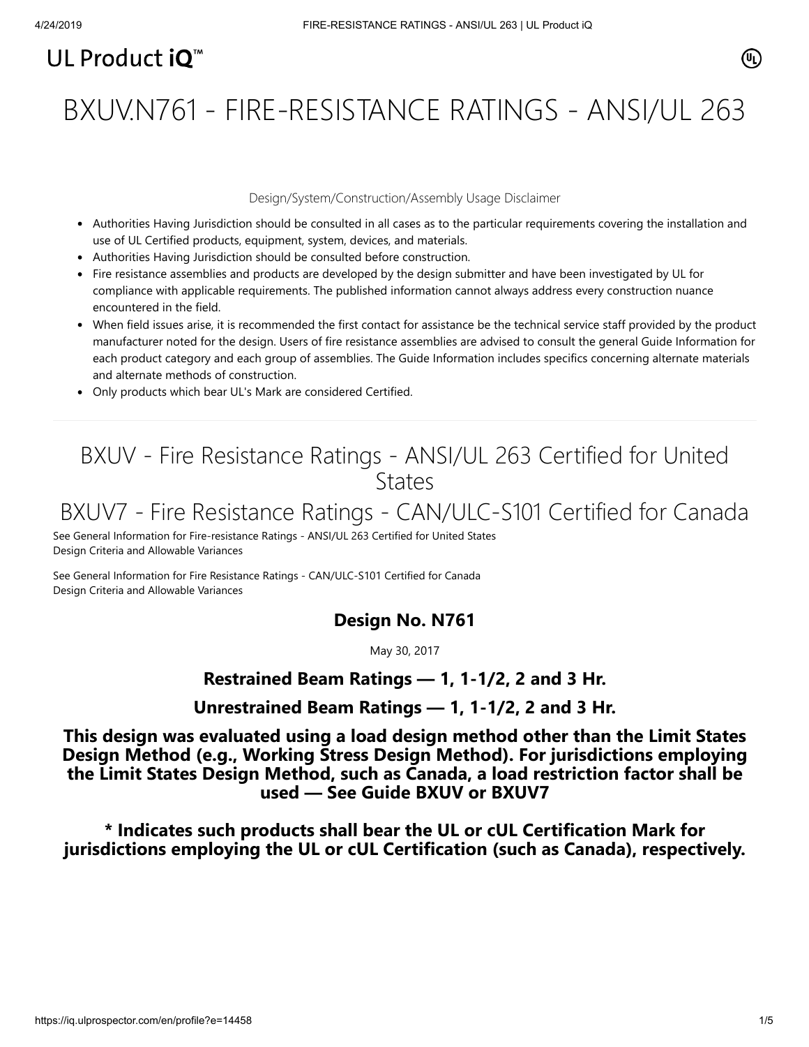UL Product iQ™

# BXUV.N761 - FIRE-RESISTANCE RATINGS - ANSI/UL 263

Design/System/Construction/Assembly Usage Disclaimer

- Authorities Having Jurisdiction should be consulted in all cases as to the particular requirements covering the installation and use of UL Certified products, equipment, system, devices, and materials.
- Authorities Having Jurisdiction should be consulted before construction.
- Fire resistance assemblies and products are developed by the design submitter and have been investigated by UL for compliance with applicable requirements. The published information cannot always address every construction nuance encountered in the field.
- When field issues arise, it is recommended the first contact for assistance be the technical service staff provided by the product manufacturer noted for the design. Users of fire resistance assemblies are advised to consult the general Guide Information for each product category and each group of assemblies. The Guide Information includes specifics concerning alternate materials and alternate methods of construction.
- Only products which bear UL's Mark are considered Certified.

## BXUV - Fire Resistance Ratings - ANSI/UL 263 Certified for United States

## BXUV7 - Fire Resistance Ratings - CAN/ULC-S101 Certified for Canada

See General Information for Fire-resistance Ratings - ANSI/UL 263 Certified for United States
Design Criteria and Allowable Variances

See General Information for Fire Resistance Ratings - CAN/ULC-S101 Certified for Canada
Design Criteria and Allowable Variances

### Design No. N761

May 30, 2017

### Restrained Beam Ratings — 1, 1-1/2, 2 and 3 Hr.

### Unrestrained Beam Ratings — 1, 1-1/2, 2 and 3 Hr.

**This design was evaluated using a load design method other than the Limit States Design Method (e.g., Working Stress Design Method). For jurisdictions employing the Limit States Design Method, such as Canada, a load restriction factor shall be used — See Guide BXUV or BXUV7**

**\* Indicates such products shall bear the UL or cUL Certification Mark for jurisdictions employing the UL or cUL Certification (such as Canada), respectively.**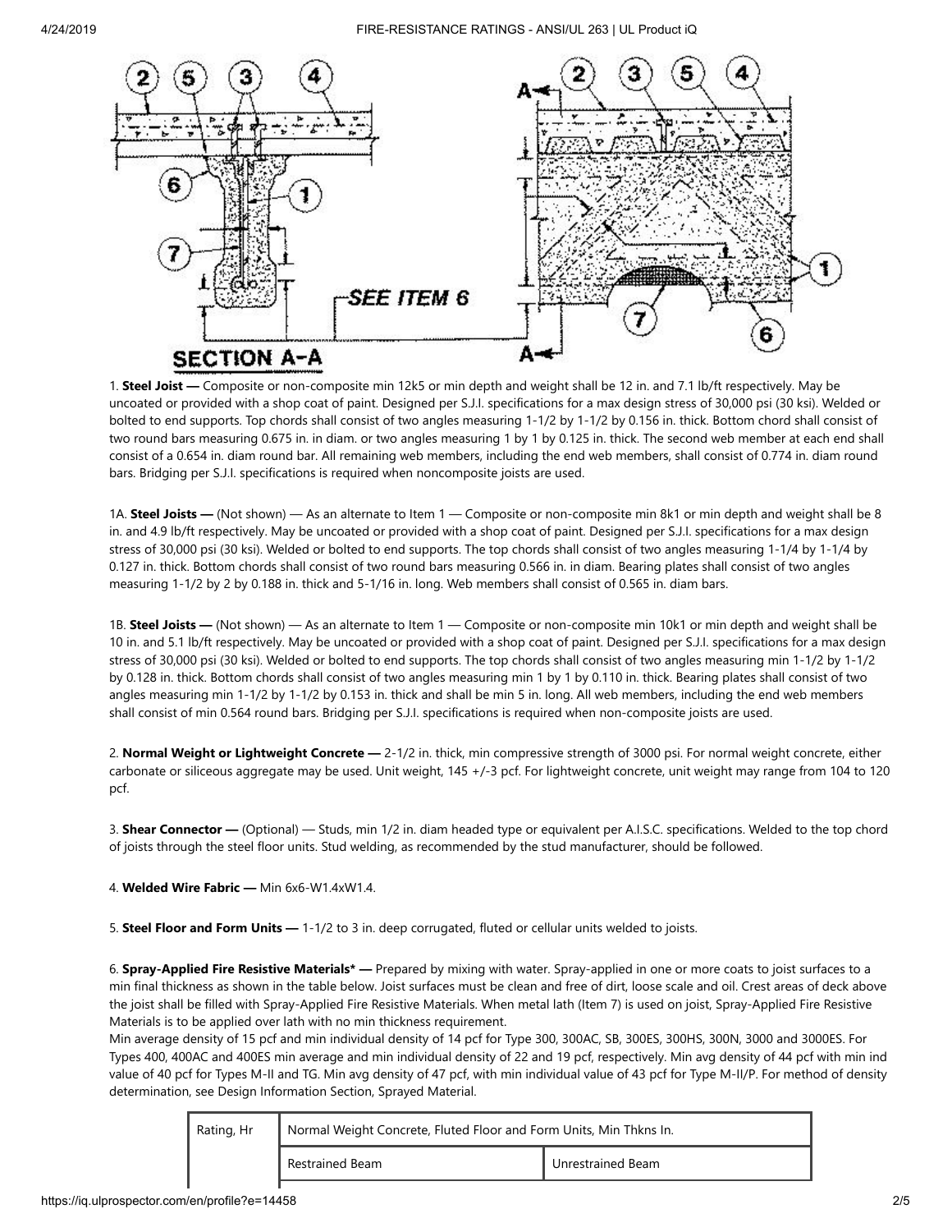1. **Steel Joist —** Composite or non-composite min 12k5 or min depth and weight shall be 12 in. and 7.1 lb/ft respectively. May be uncoated or provided with a shop coat of paint. Designed per S.J.I. specifications for a max design stress of 30,000 psi (30 ksi). Welded or bolted to end supports. Top chords shall consist of two angles measuring 1-1/2 by 1-1/2 by 0.156 in. thick. Bottom chord shall consist of two round bars measuring 0.675 in. in diam. or two angles measuring 1 by 1 by 0.125 in. thick. The second web member at each end shall consist of a 0.654 in. diam round bar. All remaining web members, including the end web members, shall consist of 0.774 in. diam round bars. Bridging per S.J.I. specifications is required when noncomposite joists are used.

1A. **Steel Joists —** (Not shown) — As an alternate to Item 1 — Composite or non-composite min 8k1 or min depth and weight shall be 8 in. and 4.9 lb/ft respectively. May be uncoated or provided with a shop coat of paint. Designed per S.J.I. specifications for a max design stress of 30,000 psi (30 ksi). Welded or bolted to end supports. The top chords shall consist of two angles measuring 1-1/4 by 1-1/4 by 0.127 in. thick. Bottom chords shall consist of two round bars measuring 0.566 in. in diam. Bearing plates shall consist of two angles measuring 1-1/2 by 2 by 0.188 in. thick and 5-1/16 in. long. Web members shall consist of 0.565 in. diam bars.

1B. **Steel Joists —** (Not shown) — As an alternate to Item 1 — Composite or non-composite min 10k1 or min depth and weight shall be 10 in. and 5.1 lb/ft respectively. May be uncoated or provided with a shop coat of paint. Designed per S.J.I. specifications for a max design stress of 30,000 psi (30 ksi). Welded or bolted to end supports. The top chords shall consist of two angles measuring min 1-1/2 by 1-1/2 by 0.128 in. thick. Bottom chords shall consist of two angles measuring min 1 by 1 by 0.110 in. thick. Bearing plates shall consist of two angles measuring min 1-1/2 by 1-1/2 by 0.153 in. thick and shall be min 5 in. long. All web members, including the end web members shall consist of min 0.564 round bars. Bridging per S.J.I. specifications is required when non-composite joists are used.

2. **Normal Weight or Lightweight Concrete —** 2-1/2 in. thick, min compressive strength of 3000 psi. For normal weight concrete, either carbonate or siliceous aggregate may be used. Unit weight, 145 +/-3 pcf. For lightweight concrete, unit weight may range from 104 to 120 pcf.

3. **Shear Connector —** (Optional) — Studs, min 1/2 in. diam headed type or equivalent per A.I.S.C. specifications. Welded to the top chord of joists through the steel floor units. Stud welding, as recommended by the stud manufacturer, should be followed.

4. **Welded Wire Fabric —** Min 6x6-W1.4xW1.4.

5. **Steel Floor and Form Units —** 1-1/2 to 3 in. deep corrugated, fluted or cellular units welded to joists.

6. **Spray-Applied Fire Resistive Materials* —** Prepared by mixing with water. Spray-applied in one or more coats to joist surfaces to a min final thickness as shown in the table below. Joist surfaces must be clean and free of dirt, loose scale and oil. Crest areas of deck above the joist shall be filled with Spray-Applied Fire Resistive Materials. When metal lath (Item 7) is used on joist, Spray-Applied Fire Resistive Materials is to be applied over lath with no min thickness requirement.

Min average density of 15 pcf and min individual density of 14 pcf for Type 300, 300AC, SB, 300ES, 300HS, 300N, 3000 and 3000ES. For Types 400, 400AC and 400ES min average and min individual density of 22 and 19 pcf, respectively. Min avg density of 44 pcf with min ind value of 40 pcf for Types M-II and TG. Min avg density of 47 pcf, with min individual value of 43 pcf for Type M-II/P. For method of density determination, see Design Information Section, Sprayed Material.

| Rating, Hr | Normal Weight Concrete, Fluted Floor and Form Units, Min Thkns In. | |
|---|---|---|
| | Restrained Beam | Unrestrained Beam |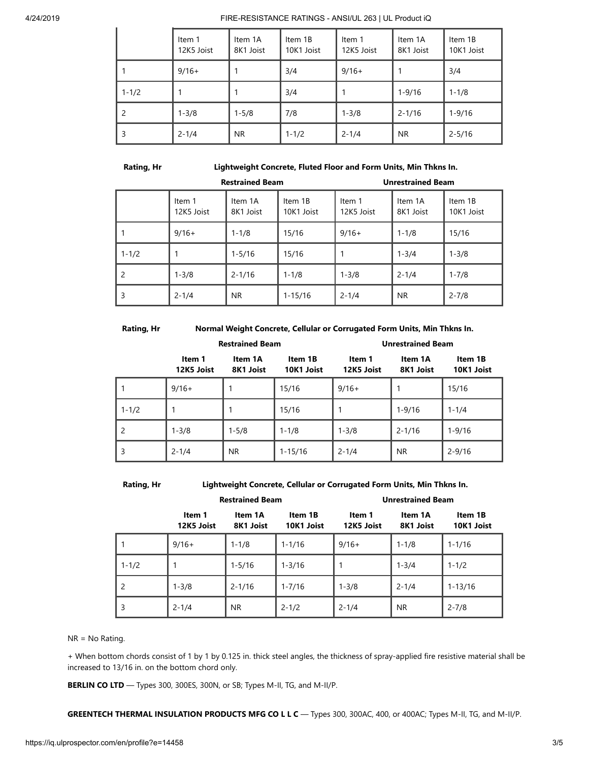| | Item 1 12K5 Joist | Item 1A 8K1 Joist | Item 1B 10K1 Joist | Item 1 12K5 Joist | Item 1A 8K1 Joist | Item 1B 10K1 Joist |
|---|---|---|---|---|---|---|
| 1 | 9/16+ | 1 | 3/4 | 9/16+ | 1 | 3/4 |
| 1-1/2 | 1 | 1 | 3/4 | 1 | 1-9/16 | 1-1/8 |
| 2 | 1-3/8 | 1-5/8 | 7/8 | 1-3/8 | 2-1/16 | 1-9/16 |
| 3 | 2-1/4 | NR | 1-1/2 | 2-1/4 | NR | 2-5/16 |

| Rating, Hr | Lightweight Concrete, Fluted Floor and Form Units, Min Thkns In. | | | | | |
|---|---|---|---|---|---|---|
| | Restrained Beam | | | Unrestrained Beam | | |
| | Item 1 12K5 Joist | Item 1A 8K1 Joist | Item 1B 10K1 Joist | Item 1 12K5 Joist | Item 1A 8K1 Joist | Item 1B 10K1 Joist |
| 1 | 9/16+ | 1-1/8 | 15/16 | 9/16+ | 1-1/8 | 15/16 |
| 1-1/2 | 1 | 1-5/16 | 15/16 | 1 | 1-3/4 | 1-3/8 |
| 2 | 1-3/8 | 2-1/16 | 1-1/8 | 1-3/8 | 2-1/4 | 1-7/8 |
| 3 | 2-1/4 | NR | 1-15/16 | 2-1/4 | NR | 2-7/8 |

| Rating, Hr | Normal Weight Concrete, Cellular or Corrugated Form Units, Min Thkns In. | | | | | |
|---|---|---|---|---|---|---|
| | Restrained Beam | | | Unrestrained Beam | | |
| | **Item 1 12K5 Joist** | **Item 1A 8K1 Joist** | **Item 1B 10K1 Joist** | **Item 1 12K5 Joist** | **Item 1A 8K1 Joist** | **Item 1B 10K1 Joist** |
| 1 | 9/16+ | 1 | 15/16 | 9/16+ | 1 | 15/16 |
| 1-1/2 | 1 | 1 | 15/16 | 1 | 1-9/16 | 1-1/4 |
| 2 | 1-3/8 | 1-5/8 | 1-1/8 | 1-3/8 | 2-1/16 | 1-9/16 |
| 3 | 2-1/4 | NR | 1-15/16 | 2-1/4 | NR | 2-9/16 |

| Rating, Hr | Lightweight Concrete, Cellular or Corrugated Form Units, Min Thkns In. | | | | | |
|---|---|---|---|---|---|---|
| | Restrained Beam | | | Unrestrained Beam | | |
| | **Item 1 12K5 Joist** | **Item 1A 8K1 Joist** | **Item 1B 10K1 Joist** | **Item 1 12K5 Joist** | **Item 1A 8K1 Joist** | **Item 1B 10K1 Joist** |
| 1 | 9/16+ | 1-1/8 | 1-1/16 | 9/16+ | 1-1/8 | 1-1/16 |
| 1-1/2 | 1 | 1-5/16 | 1-3/16 | 1 | 1-3/4 | 1-1/2 |
| 2 | 1-3/8 | 2-1/16 | 1-7/16 | 1-3/8 | 2-1/4 | 1-13/16 |
| 3 | 2-1/4 | NR | 2-1/2 | 2-1/4 | NR | 2-7/8 |

NR = No Rating.

+ When bottom chords consist of 1 by 1 by 0.125 in. thick steel angles, the thickness of spray-applied fire resistive material shall be increased to 13/16 in. on the bottom chord only.

**BERLIN CO LTD** — Types 300, 300ES, 300N, or SB; Types M-II, TG, and M-II/P.

**GREENTECH THERMAL INSULATION PRODUCTS MFG CO L L C** — Types 300, 300AC, 400, or 400AC; Types M-II, TG, and M-II/P.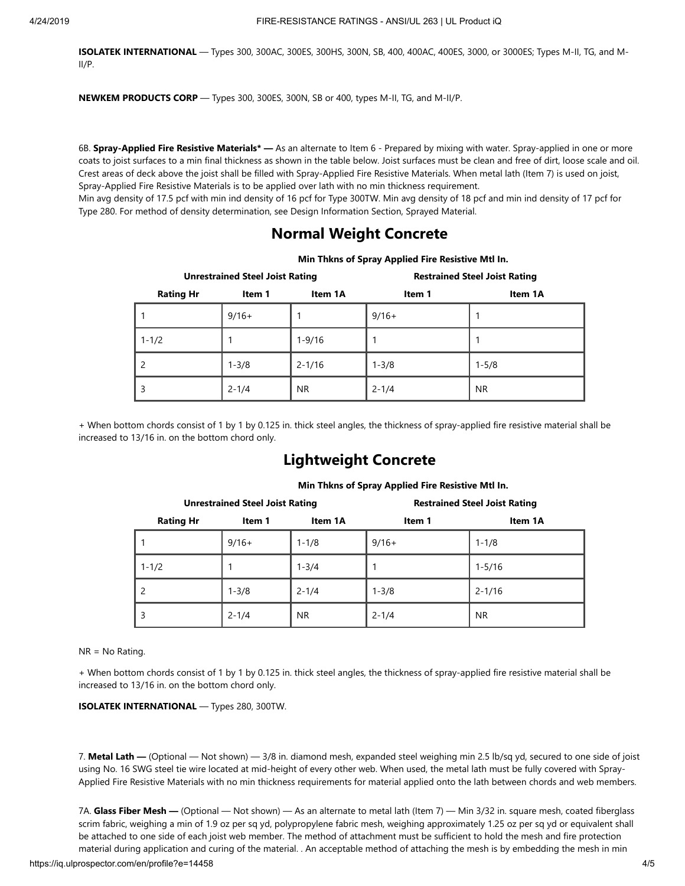**ISOLATEK INTERNATIONAL** — Types 300, 300AC, 300ES, 300HS, 300N, SB, 400, 400AC, 400ES, 3000, or 3000ES; Types M-II, TG, and M-II/P.

**NEWKEM PRODUCTS CORP** — Types 300, 300ES, 300N, SB or 400, types M-II, TG, and M-II/P.

6B. **Spray-Applied Fire Resistive Materials* —** As an alternate to Item 6 - Prepared by mixing with water. Spray-applied in one or more coats to joist surfaces to a min final thickness as shown in the table below. Joist surfaces must be clean and free of dirt, loose scale and oil. Crest areas of deck above the joist shall be filled with Spray-Applied Fire Resistive Materials. When metal lath (Item 7) is used on joist, Spray-Applied Fire Resistive Materials is to be applied over lath with no min thickness requirement.
Min avg density of 17.5 pcf with min ind density of 16 pcf for Type 300TW. Min avg density of 18 pcf and min ind density of 17 pcf for Type 280. For method of density determination, see Design Information Section, Sprayed Material.

## Normal Weight Concrete

**Min Thkns of Spray Applied Fire Resistive Mtl In.**

| | Unrestrained Steel Joist Rating | | Restrained Steel Joist Rating | |
|---|---|---|---|---|
| **Rating Hr** | **Item 1** | **Item 1A** | **Item 1** | **Item 1A** |
| 1 | 9/16+ | 1 | 9/16+ | 1 |
| 1-1/2 | 1 | 1-9/16 | 1 | 1 |
| 2 | 1-3/8 | 2-1/16 | 1-3/8 | 1-5/8 |
| 3 | 2-1/4 | NR | 2-1/4 | NR |

+ When bottom chords consist of 1 by 1 by 0.125 in. thick steel angles, the thickness of spray-applied fire resistive material shall be increased to 13/16 in. on the bottom chord only.

## Lightweight Concrete

**Min Thkns of Spray Applied Fire Resistive Mtl In.**

| | Unrestrained Steel Joist Rating | | Restrained Steel Joist Rating | |
|---|---|---|---|---|
| **Rating Hr** | **Item 1** | **Item 1A** | **Item 1** | **Item 1A** |
| 1 | 9/16+ | 1-1/8 | 9/16+ | 1-1/8 |
| 1-1/2 | 1 | 1-3/4 | 1 | 1-5/16 |
| 2 | 1-3/8 | 2-1/4 | 1-3/8 | 2-1/16 |
| 3 | 2-1/4 | NR | 2-1/4 | NR |

NR = No Rating.

+ When bottom chords consist of 1 by 1 by 0.125 in. thick steel angles, the thickness of spray-applied fire resistive material shall be increased to 13/16 in. on the bottom chord only.

**ISOLATEK INTERNATIONAL** — Types 280, 300TW.

7. **Metal Lath —** (Optional — Not shown) — 3/8 in. diamond mesh, expanded steel weighing min 2.5 lb/sq yd, secured to one side of joist using No. 16 SWG steel tie wire located at mid-height of every other web. When used, the metal lath must be fully covered with Spray-Applied Fire Resistive Materials with no min thickness requirements for material applied onto the lath between chords and web members.

7A. **Glass Fiber Mesh —** (Optional — Not shown) — As an alternate to metal lath (Item 7) — Min 3/32 in. square mesh, coated fiberglass scrim fabric, weighing a min of 1.9 oz per sq yd, polypropylene fabric mesh, weighing approximately 1.25 oz per sq yd or equivalent shall be attached to one side of each joist web member. The method of attachment must be sufficient to hold the mesh and fire protection material during application and curing of the material. . An acceptable method of attaching the mesh is by embedding the mesh in min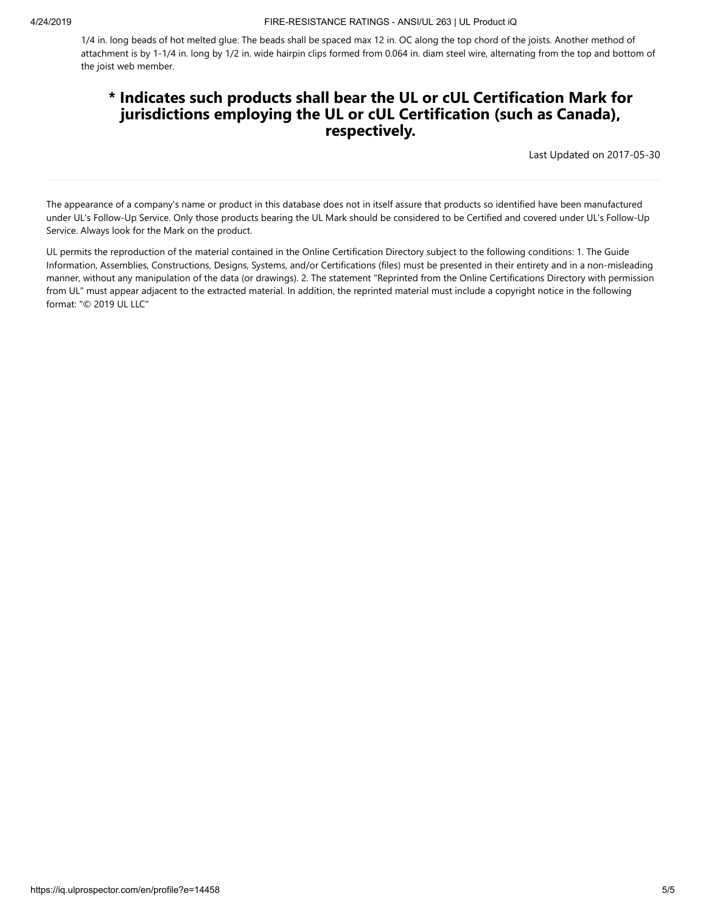1/4 in. long beads of hot melted glue. The beads shall be spaced max 12 in. OC along the top chord of the joists. Another method of attachment is by 1-1/4 in. long by 1/2 in. wide hairpin clips formed from 0.064 in. diam steel wire, alternating from the top and bottom of the joist web member.

## * Indicates such products shall bear the UL or cUL Certification Mark for jurisdictions employing the UL or cUL Certification (such as Canada), respectively.

Last Updated on 2017-05-30

---

The appearance of a company's name or product in this database does not in itself assure that products so identified have been manufactured under UL's Follow-Up Service. Only those products bearing the UL Mark should be considered to be Certified and covered under UL's Follow-Up Service. Always look for the Mark on the product.

UL permits the reproduction of the material contained in the Online Certification Directory subject to the following conditions: 1. The Guide Information, Assemblies, Constructions, Designs, Systems, and/or Certifications (files) must be presented in their entirety and in a non-misleading manner, without any manipulation of the data (or drawings). 2. The statement "Reprinted from the Online Certifications Directory with permission from UL" must appear adjacent to the extracted material. In addition, the reprinted material must include a copyright notice in the following format: "© 2019 UL LLC"